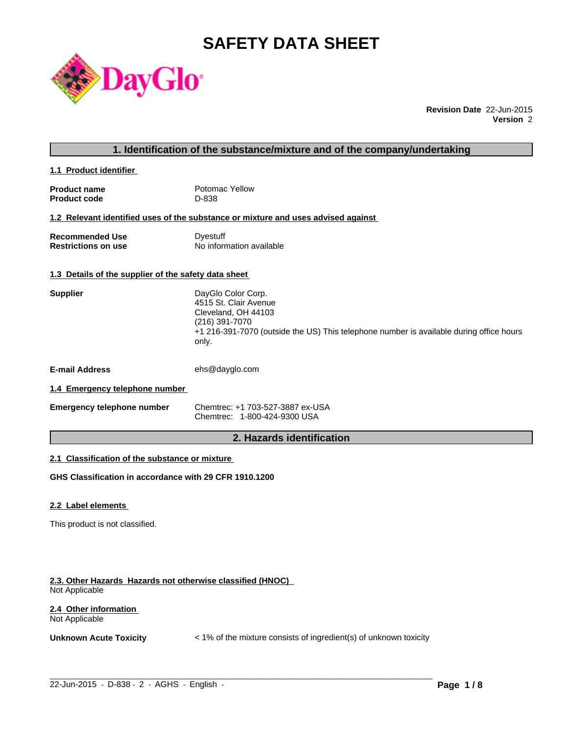# SAFETY DATA SHEET

**Revision Date** 22-Jun-2015
**Version** 2

## 1. Identification of the substance/mixture and of the company/undertaking

### 1.1 Product identifier

| | |
|---|---|
| **Product name** | Potomac Yellow |
| **Product code** | D-838 |

### 1.2 Relevant identified uses of the substance or mixture and uses advised against

| | |
|---|---|
| **Recommended Use** | Dyestuff |
| **Restrictions on use** | No information available |

### 1.3 Details of the supplier of the safety data sheet

**Supplier**
DayGlo Color Corp.
4515 St. Clair Avenue
Cleveland, OH 44103
(216) 391-7070
+1 216-391-7070 (outside the US) This telephone number is available during office hours only.

**E-mail Address** ehs@dayglo.com

### 1.4 Emergency telephone number

**Emergency telephone number**
Chemtrec: +1 703-527-3887 ex-USA
Chemtrec: 1-800-424-9300 USA

## 2. Hazards identification

### 2.1 Classification of the substance or mixture

**GHS Classification in accordance with 29 CFR 1910.1200**

### 2.2 Label elements

This product is not classified.

### 2.3. Other Hazards Hazards not otherwise classified (HNOC)

Not Applicable

### 2.4 Other information

Not Applicable

**Unknown Acute Toxicity** < 1% of the mixture consists of ingredient(s) of unknown toxicity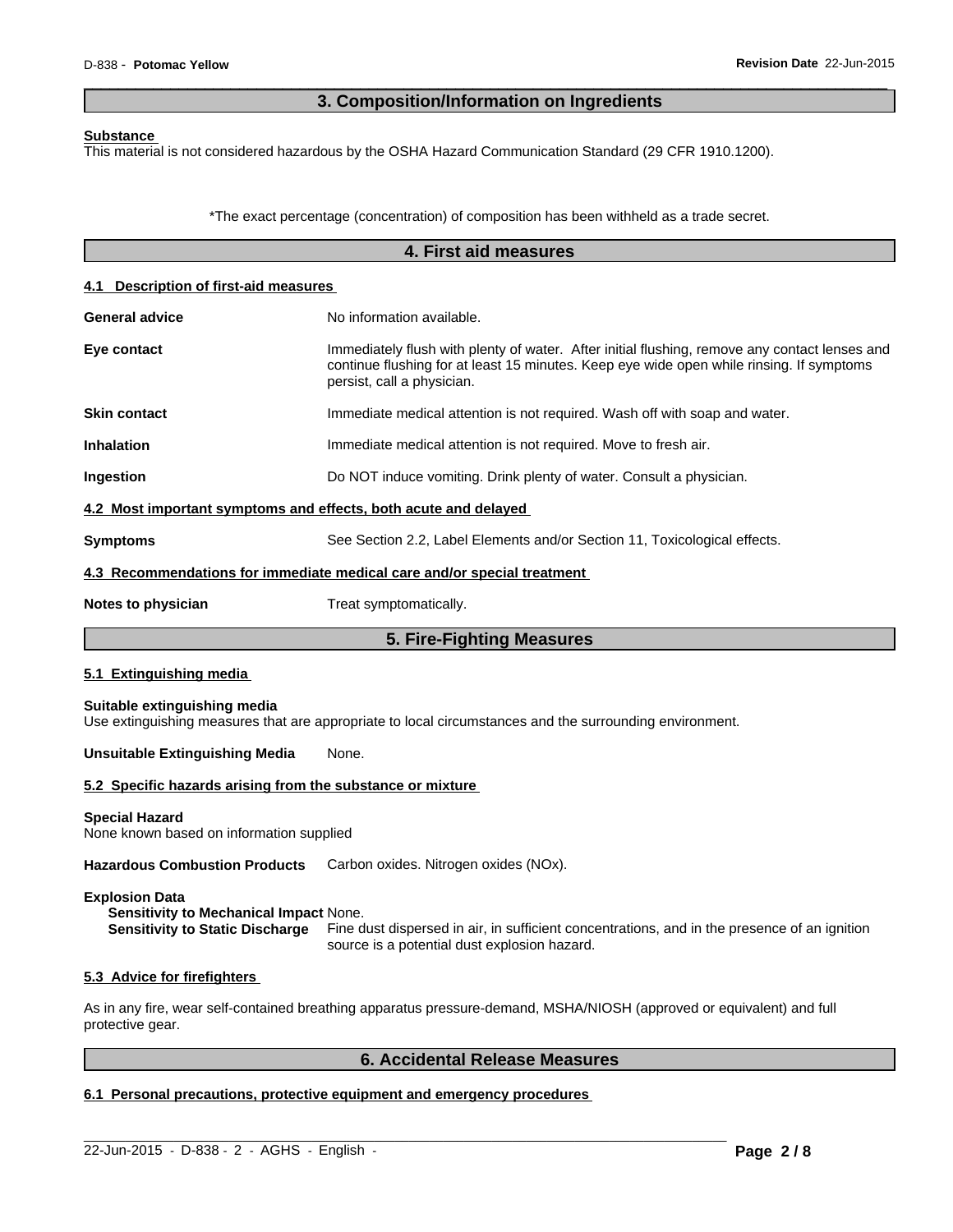## 3. Composition/Information on Ingredients

**Substance**

This material is not considered hazardous by the OSHA Hazard Communication Standard (29 CFR 1910.1200).

*The exact percentage (concentration) of composition has been withheld as a trade secret.

## 4. First aid measures

**4.1 Description of first-aid measures**

**General advice** No information available.

**Eye contact** Immediately flush with plenty of water. After initial flushing, remove any contact lenses and continue flushing for at least 15 minutes. Keep eye wide open while rinsing. If symptoms persist, call a physician.

**Skin contact** Immediate medical attention is not required. Wash off with soap and water.

**Inhalation** Immediate medical attention is not required. Move to fresh air.

**Ingestion** Do NOT induce vomiting. Drink plenty of water. Consult a physician.

**4.2 Most important symptoms and effects, both acute and delayed**

**Symptoms** See Section 2.2, Label Elements and/or Section 11, Toxicological effects.

**4.3 Recommendations for immediate medical care and/or special treatment**

**Notes to physician** Treat symptomatically.

## 5. Fire-Fighting Measures

**5.1 Extinguishing media**

**Suitable extinguishing media**

Use extinguishing measures that are appropriate to local circumstances and the surrounding environment.

**Unsuitable Extinguishing Media** None.

**5.2 Specific hazards arising from the substance or mixture**

**Special Hazard**

None known based on information supplied

**Hazardous Combustion Products** Carbon oxides. Nitrogen oxides (NOx).

**Explosion Data**

**Sensitivity to Mechanical Impact** None.

**Sensitivity to Static Discharge** Fine dust dispersed in air, in sufficient concentrations, and in the presence of an ignition source is a potential dust explosion hazard.

**5.3 Advice for firefighters**

As in any fire, wear self-contained breathing apparatus pressure-demand, MSHA/NIOSH (approved or equivalent) and full protective gear.

## 6. Accidental Release Measures

**6.1 Personal precautions, protective equipment and emergency procedures**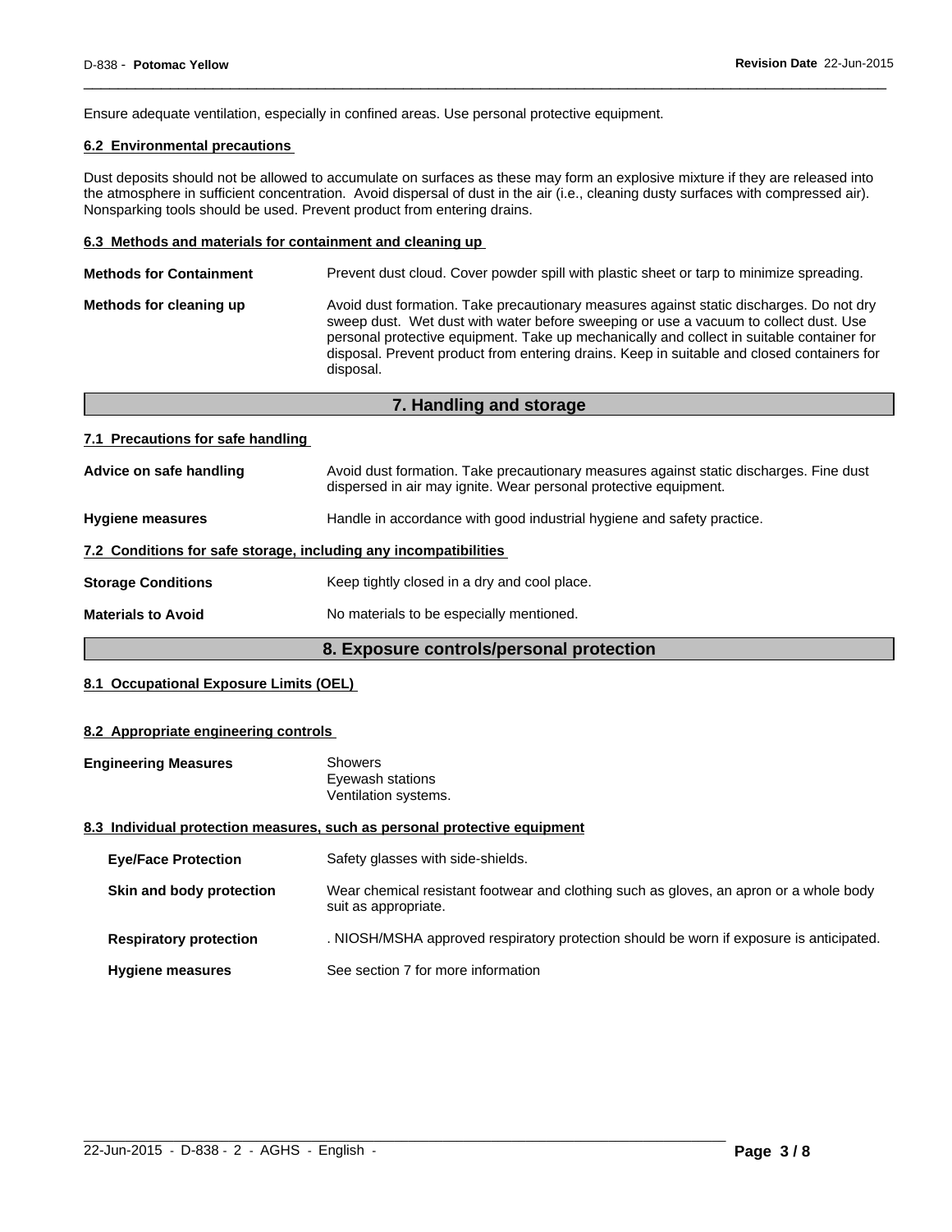Ensure adequate ventilation, especially in confined areas. Use personal protective equipment.

### 6.2 Environmental precautions

Dust deposits should not be allowed to accumulate on surfaces as these may form an explosive mixture if they are released into the atmosphere in sufficient concentration. Avoid dispersal of dust in the air (i.e., cleaning dusty surfaces with compressed air). Nonsparking tools should be used. Prevent product from entering drains.

### 6.3 Methods and materials for containment and cleaning up

**Methods for Containment** — Prevent dust cloud. Cover powder spill with plastic sheet or tarp to minimize spreading.

**Methods for cleaning up** — Avoid dust formation. Take precautionary measures against static discharges. Do not dry sweep dust. Wet dust with water before sweeping or use a vacuum to collect dust. Use personal protective equipment. Take up mechanically and collect in suitable container for disposal. Prevent product from entering drains. Keep in suitable and closed containers for disposal.

## 7. Handling and storage

### 7.1 Precautions for safe handling

**Advice on safe handling** — Avoid dust formation. Take precautionary measures against static discharges. Fine dust dispersed in air may ignite. Wear personal protective equipment.

**Hygiene measures** — Handle in accordance with good industrial hygiene and safety practice.

### 7.2 Conditions for safe storage, including any incompatibilities

**Storage Conditions** — Keep tightly closed in a dry and cool place.

**Materials to Avoid** — No materials to be especially mentioned.

## 8. Exposure controls/personal protection

### 8.1 Occupational Exposure Limits (OEL)

### 8.2 Appropriate engineering controls

**Engineering Measures** — Showers
Eyewash stations
Ventilation systems.

### 8.3 Individual protection measures, such as personal protective equipment

**Eye/Face Protection** — Safety glasses with side-shields.

**Skin and body protection** — Wear chemical resistant footwear and clothing such as gloves, an apron or a whole body suit as appropriate.

**Respiratory protection** — . NIOSH/MSHA approved respiratory protection should be worn if exposure is anticipated.

**Hygiene measures** — See section 7 for more information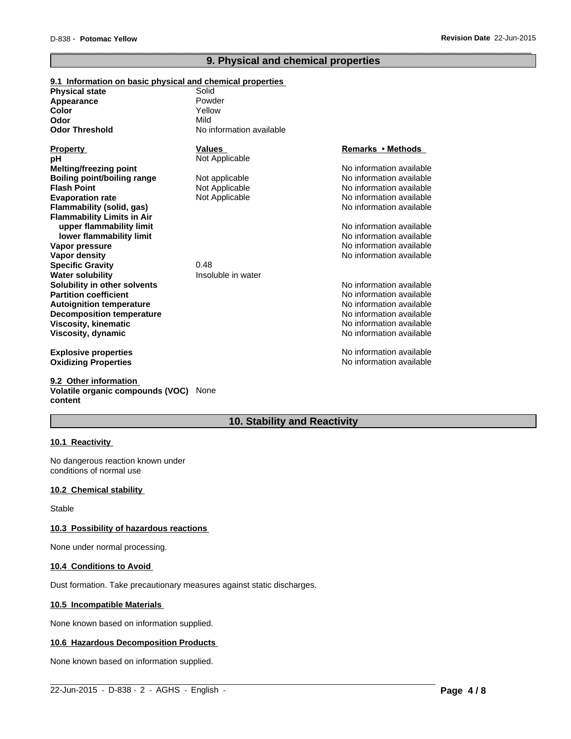## 9. Physical and chemical properties

### 9.1 Information on basic physical and chemical properties

| | |
|---|---|
| **Physical state** | Solid |
| **Appearance** | Powder |
| **Color** | Yellow |
| **Odor** | Mild |
| **Odor Threshold** | No information available |

| **Property** | **Values** | **Remarks • Methods** |
|---|---|---|
| **pH** | Not Applicable | |
| **Melting/freezing point** | | No information available |
| **Boiling point/boiling range** | Not applicable | No information available |
| **Flash Point** | Not Applicable | No information available |
| **Evaporation rate** | Not Applicable | No information available |
| **Flammability (solid, gas)** | | No information available |
| **Flammability Limits in Air** | | |
| **upper flammability limit** | | No information available |
| **lower flammability limit** | | No information available |
| **Vapor pressure** | | No information available |
| **Vapor density** | | No information available |
| **Specific Gravity** | 0.48 | |
| **Water solubility** | Insoluble in water | |
| **Solubility in other solvents** | | No information available |
| **Partition coefficient** | | No information available |
| **Autoignition temperature** | | No information available |
| **Decomposition temperature** | | No information available |
| **Viscosity, kinematic** | | No information available |
| **Viscosity, dynamic** | | No information available |
| **Explosive properties** | | No information available |
| **Oxidizing Properties** | | No information available |

### 9.2 Other information

**Volatile organic compounds (VOC) content** None

## 10. Stability and Reactivity

### 10.1 Reactivity

No dangerous reaction known under conditions of normal use

### 10.2 Chemical stability

Stable

### 10.3 Possibility of hazardous reactions

None under normal processing.

### 10.4 Conditions to Avoid

Dust formation. Take precautionary measures against static discharges.

### 10.5 Incompatible Materials

None known based on information supplied.

### 10.6 Hazardous Decomposition Products

None known based on information supplied.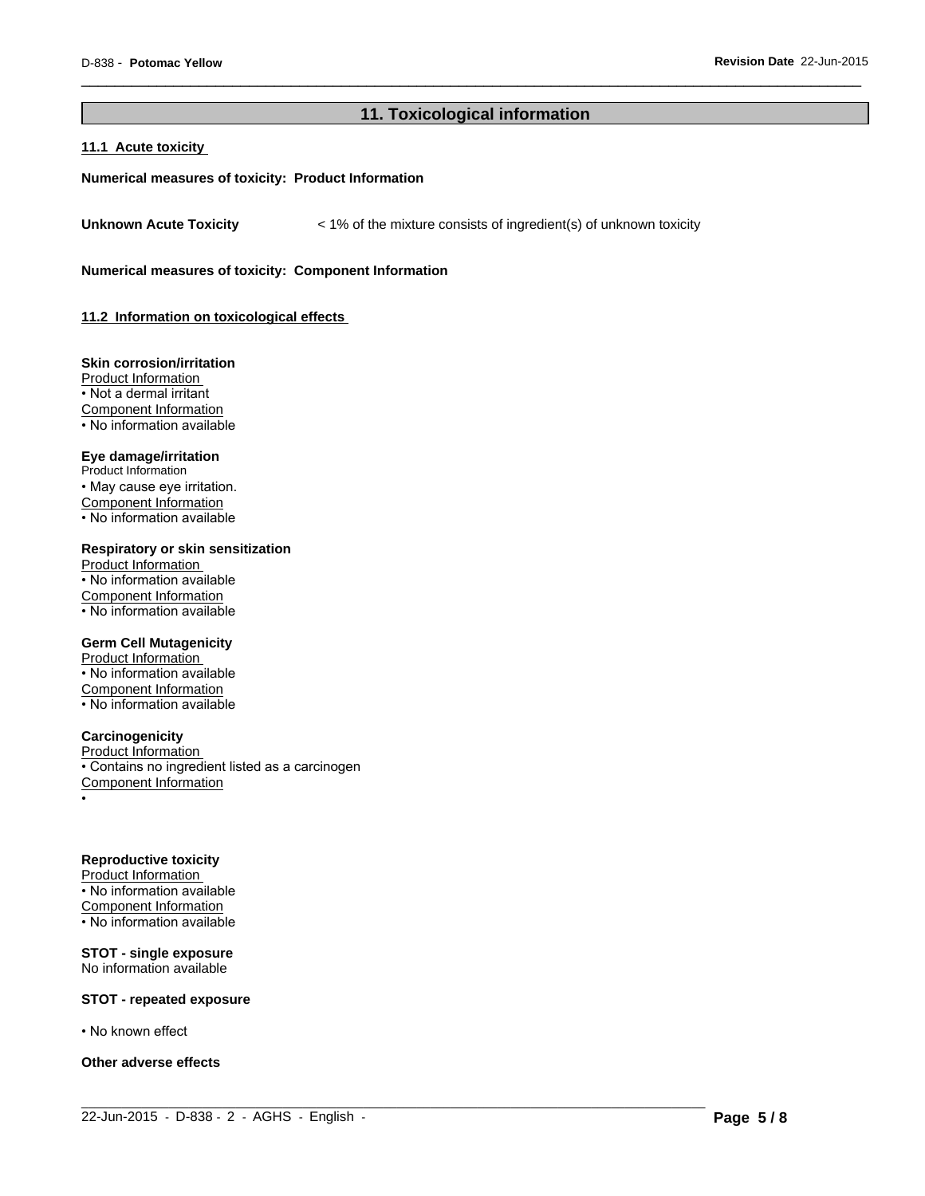## 11. Toxicological information

### 11.1 Acute toxicity

**Numerical measures of toxicity: Product Information**

**Unknown Acute Toxicity** < 1% of the mixture consists of ingredient(s) of unknown toxicity

**Numerical measures of toxicity: Component Information**

### 11.2 Information on toxicological effects

**Skin corrosion/irritation**

Product Information

- Not a dermal irritant

Component Information

- No information available

**Eye damage/irritation**

Product Information

- May cause eye irritation.

Component Information

- No information available

**Respiratory or skin sensitization**

Product Information

- No information available

Component Information

- No information available

**Germ Cell Mutagenicity**

Product Information

- No information available

Component Information

- No information available

**Carcinogenicity**

Product Information

- Contains no ingredient listed as a carcinogen

Component Information

•

**Reproductive toxicity**

Product Information

- No information available

Component Information

- No information available

**STOT - single exposure**

No information available

**STOT - repeated exposure**

- No known effect

**Other adverse effects**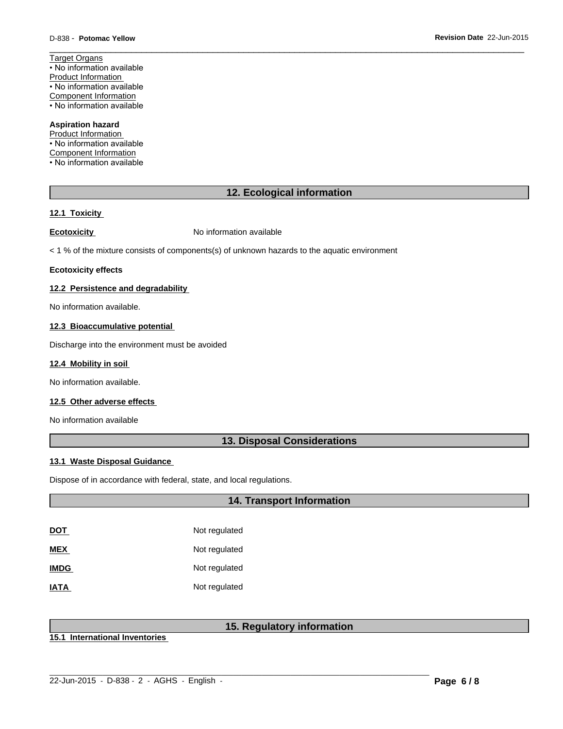Target Organs
• No information available
Product Information
• No information available
Component Information
• No information available

**Aspiration hazard**
Product Information
• No information available
Component Information
• No information available

## 12. Ecological information

### 12.1 Toxicity

**Ecotoxicity** No information available

< 1 % of the mixture consists of components(s) of unknown hazards to the aquatic environment

**Ecotoxicity effects**

### 12.2 Persistence and degradability

No information available.

### 12.3 Bioaccumulative potential

Discharge into the environment must be avoided

### 12.4 Mobility in soil

No information available.

### 12.5 Other adverse effects

No information available

## 13. Disposal Considerations

### 13.1 Waste Disposal Guidance

Dispose of in accordance with federal, state, and local regulations.

## 14. Transport Information

| | |
|---|---|
| **DOT** | Not regulated |
| **MEX** | Not regulated |
| **IMDG** | Not regulated |
| **IATA** | Not regulated |

## 15. Regulatory information

### 15.1 International Inventories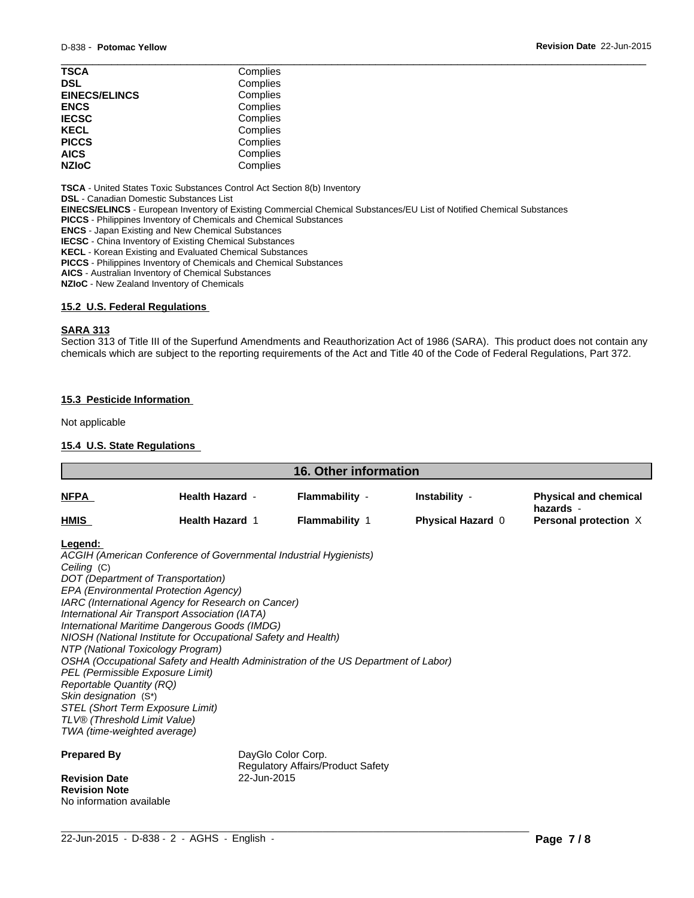| | |
|---|---|
| **TSCA** | Complies |
| **DSL** | Complies |
| **EINECS/ELINCS** | Complies |
| **ENCS** | Complies |
| **IECSC** | Complies |
| **KECL** | Complies |
| **PICCS** | Complies |
| **AICS** | Complies |
| **NZIoC** | Complies |

**TSCA** - United States Toxic Substances Control Act Section 8(b) Inventory
**DSL** - Canadian Domestic Substances List
**EINECS/ELINCS** - European Inventory of Existing Commercial Chemical Substances/EU List of Notified Chemical Substances
**PICCS** - Philippines Inventory of Chemicals and Chemical Substances
**ENCS** - Japan Existing and New Chemical Substances
**IECSC** - China Inventory of Existing Chemical Substances
**KECL** - Korean Existing and Evaluated Chemical Substances
**PICCS** - Philippines Inventory of Chemicals and Chemical Substances
**AICS** - Australian Inventory of Chemical Substances
**NZIoC** - New Zealand Inventory of Chemicals

### 15.2 U.S. Federal Regulations

**SARA 313**

Section 313 of Title III of the Superfund Amendments and Reauthorization Act of 1986 (SARA). This product does not contain any chemicals which are subject to the reporting requirements of the Act and Title 40 of the Code of Federal Regulations, Part 372.

### 15.3 Pesticide Information

Not applicable

### 15.4 U.S. State Regulations

## 16. Other information

| | | | | |
|---|---|---|---|---|
| **NFPA** | **Health Hazard** - | **Flammability** - | **Instability** - | **Physical and chemical hazards** - |
| **HMIS** | **Health Hazard** 1 | **Flammability** 1 | **Physical Hazard** 0 | **Personal protection** X |

**Legend:**

*ACGIH (American Conference of Governmental Industrial Hygienists)*
*Ceiling* (C)
*DOT (Department of Transportation)*
*EPA (Environmental Protection Agency)*
*IARC (International Agency for Research on Cancer)*
*International Air Transport Association (IATA)*
*International Maritime Dangerous Goods (IMDG)*
*NIOSH (National Institute for Occupational Safety and Health)*
*NTP (National Toxicology Program)*
*OSHA (Occupational Safety and Health Administration of the US Department of Labor)*
*PEL (Permissible Exposure Limit)*
*Reportable Quantity (RQ)*
*Skin designation* (S*)
*STEL (Short Term Exposure Limit)*
*TLV® (Threshold Limit Value)*
*TWA (time-weighted average)*

**Prepared By** DayGlo Color Corp.
Regulatory Affairs/Product Safety

**Revision Date** 22-Jun-2015

**Revision Note**

No information available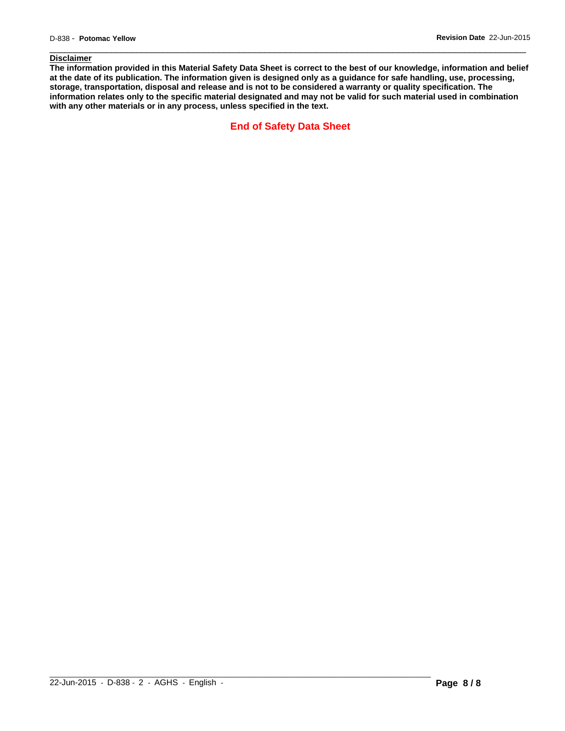**Disclaimer**

**The information provided in this Material Safety Data Sheet is correct to the best of our knowledge, information and belief at the date of its publication. The information given is designed only as a guidance for safe handling, use, processing, storage, transportation, disposal and release and is not to be considered a warranty or quality specification. The information relates only to the specific material designated and may not be valid for such material used in combination with any other materials or in any process, unless specified in the text.**

**End of Safety Data Sheet**